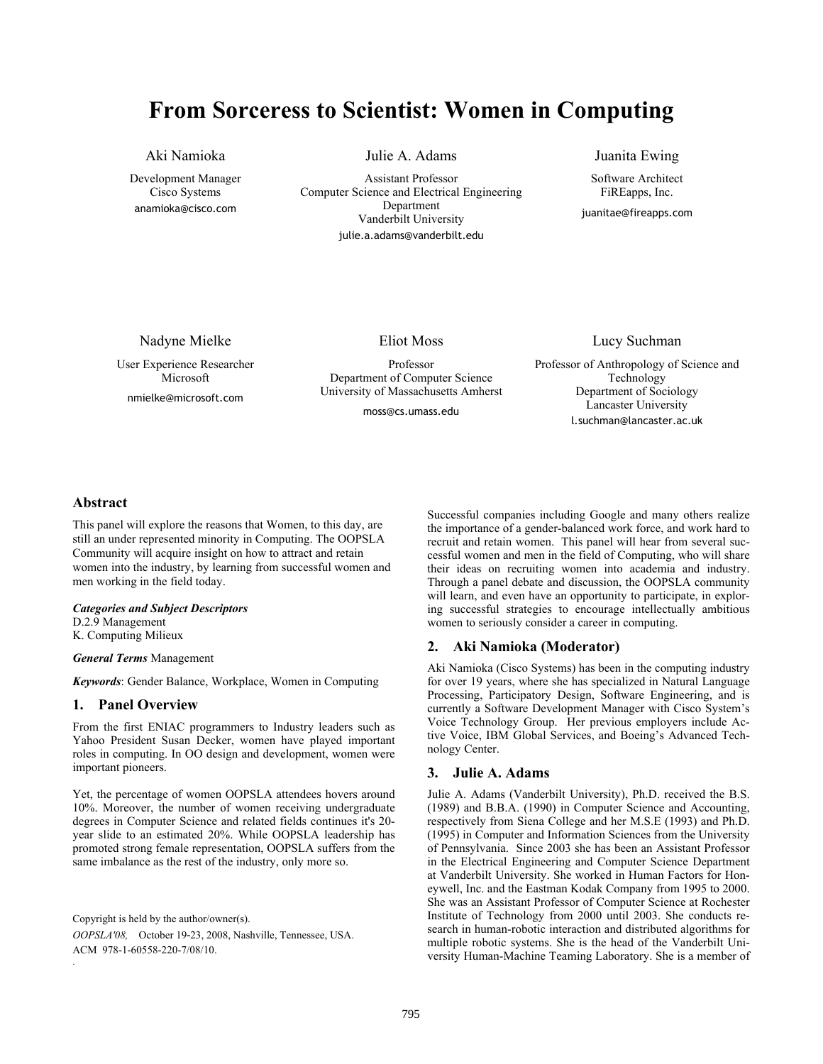# From Sorceress to Scientist: Women in Computing

**Aki Namioka**
Development Manager
Cisco Systems
anamioka@cisco.com

**Julie A. Adams**
Assistant Professor
Computer Science and Electrical Engineering Department
Vanderbilt University
julie.a.adams@vanderbilt.edu

**Juanita Ewing**
Software Architect
FiREapps, Inc.
juanitae@fireapps.com

**Nadyne Mielke**
User Experience Researcher
Microsoft
nmielke@microsoft.com

**Eliot Moss**
Professor
Department of Computer Science
University of Massachusetts Amherst
moss@cs.umass.edu

**Lucy Suchman**
Professor of Anthropology of Science and Technology
Department of Sociology
Lancaster University
l.suchman@lancaster.ac.uk

## Abstract

This panel will explore the reasons that Women, to this day, are still an under represented minority in Computing. The OOPSLA Community will acquire insight on how to attract and retain women into the industry, by learning from successful women and men working in the field today.

***Categories and Subject Descriptors***
D.2.9 Management
K. Computing Milieux

***General Terms*** Management

***Keywords***: Gender Balance, Workplace, Women in Computing

## 1. Panel Overview

From the first ENIAC programmers to Industry leaders such as Yahoo President Susan Decker, women have played important roles in computing. In OO design and development, women were important pioneers.

Yet, the percentage of women OOPSLA attendees hovers around 10%. Moreover, the number of women receiving undergraduate degrees in Computer Science and related fields continues it's 20-year slide to an estimated 20%. While OOPSLA leadership has promoted strong female representation, OOPSLA suffers from the same imbalance as the rest of the industry, only more so.

Copyright is held by the author/owner(s).
*OOPSLA'08,* October 19-23, 2008, Nashville, Tennessee, USA.
ACM 978-1-60558-220-7/08/10.

Successful companies including Google and many others realize the importance of a gender-balanced work force, and work hard to recruit and retain women. This panel will hear from several successful women and men in the field of Computing, who will share their ideas on recruiting women into academia and industry. Through a panel debate and discussion, the OOPSLA community will learn, and even have an opportunity to participate, in exploring successful strategies to encourage intellectually ambitious women to seriously consider a career in computing.

## 2. Aki Namioka (Moderator)

Aki Namioka (Cisco Systems) has been in the computing industry for over 19 years, where she has specialized in Natural Language Processing, Participatory Design, Software Engineering, and is currently a Software Development Manager with Cisco System's Voice Technology Group. Her previous employers include Active Voice, IBM Global Services, and Boeing's Advanced Technology Center.

## 3. Julie A. Adams

Julie A. Adams (Vanderbilt University), Ph.D. received the B.S. (1989) and B.B.A. (1990) in Computer Science and Accounting, respectively from Siena College and her M.S.E (1993) and Ph.D. (1995) in Computer and Information Sciences from the University of Pennsylvania. Since 2003 she has been an Assistant Professor in the Electrical Engineering and Computer Science Department at Vanderbilt University. She worked in Human Factors for Honeywell, Inc. and the Eastman Kodak Company from 1995 to 2000. She was an Assistant Professor of Computer Science at Rochester Institute of Technology from 2000 until 2003. She conducts research in human-robotic interaction and distributed algorithms for multiple robotic systems. She is the head of the Vanderbilt University Human-Machine Teaming Laboratory. She is a member of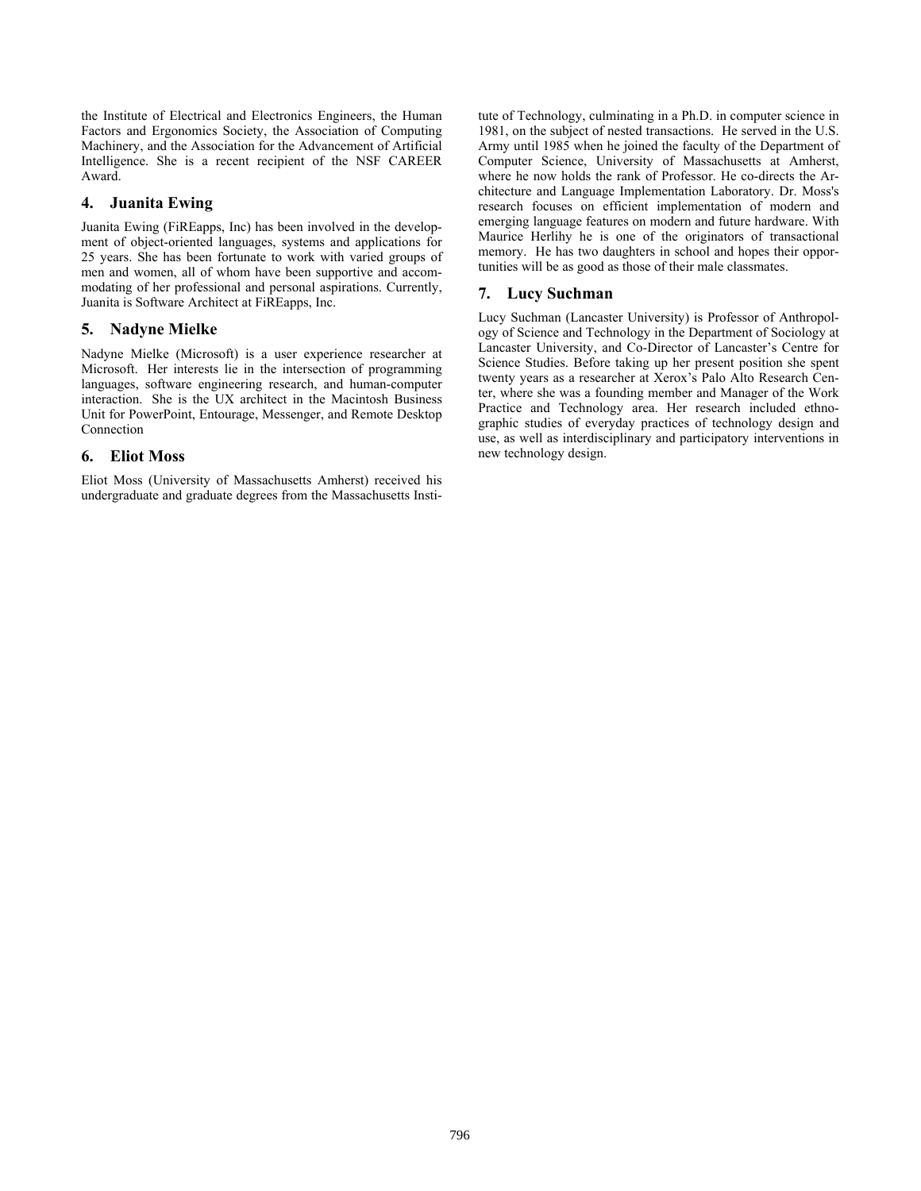the Institute of Electrical and Electronics Engineers, the Human Factors and Ergonomics Society, the Association of Computing Machinery, and the Association for the Advancement of Artificial Intelligence. She is a recent recipient of the NSF CAREER Award.

## 4. Juanita Ewing

Juanita Ewing (FiREapps, Inc) has been involved in the development of object-oriented languages, systems and applications for 25 years. She has been fortunate to work with varied groups of men and women, all of whom have been supportive and accommodating of her professional and personal aspirations. Currently, Juanita is Software Architect at FiREapps, Inc.

## 5. Nadyne Mielke

Nadyne Mielke (Microsoft) is a user experience researcher at Microsoft. Her interests lie in the intersection of programming languages, software engineering research, and human-computer interaction. She is the UX architect in the Macintosh Business Unit for PowerPoint, Entourage, Messenger, and Remote Desktop Connection

## 6. Eliot Moss

Eliot Moss (University of Massachusetts Amherst) received his undergraduate and graduate degrees from the Massachusetts Institute of Technology, culminating in a Ph.D. in computer science in 1981, on the subject of nested transactions. He served in the U.S. Army until 1985 when he joined the faculty of the Department of Computer Science, University of Massachusetts at Amherst, where he now holds the rank of Professor. He co-directs the Architecture and Language Implementation Laboratory. Dr. Moss's research focuses on efficient implementation of modern and emerging language features on modern and future hardware. With Maurice Herlihy he is one of the originators of transactional memory. He has two daughters in school and hopes their opportunities will be as good as those of their male classmates.

## 7. Lucy Suchman

Lucy Suchman (Lancaster University) is Professor of Anthropology of Science and Technology in the Department of Sociology at Lancaster University, and Co-Director of Lancaster's Centre for Science Studies. Before taking up her present position she spent twenty years as a researcher at Xerox's Palo Alto Research Center, where she was a founding member and Manager of the Work Practice and Technology area. Her research included ethnographic studies of everyday practices of technology design and use, as well as interdisciplinary and participatory interventions in new technology design.